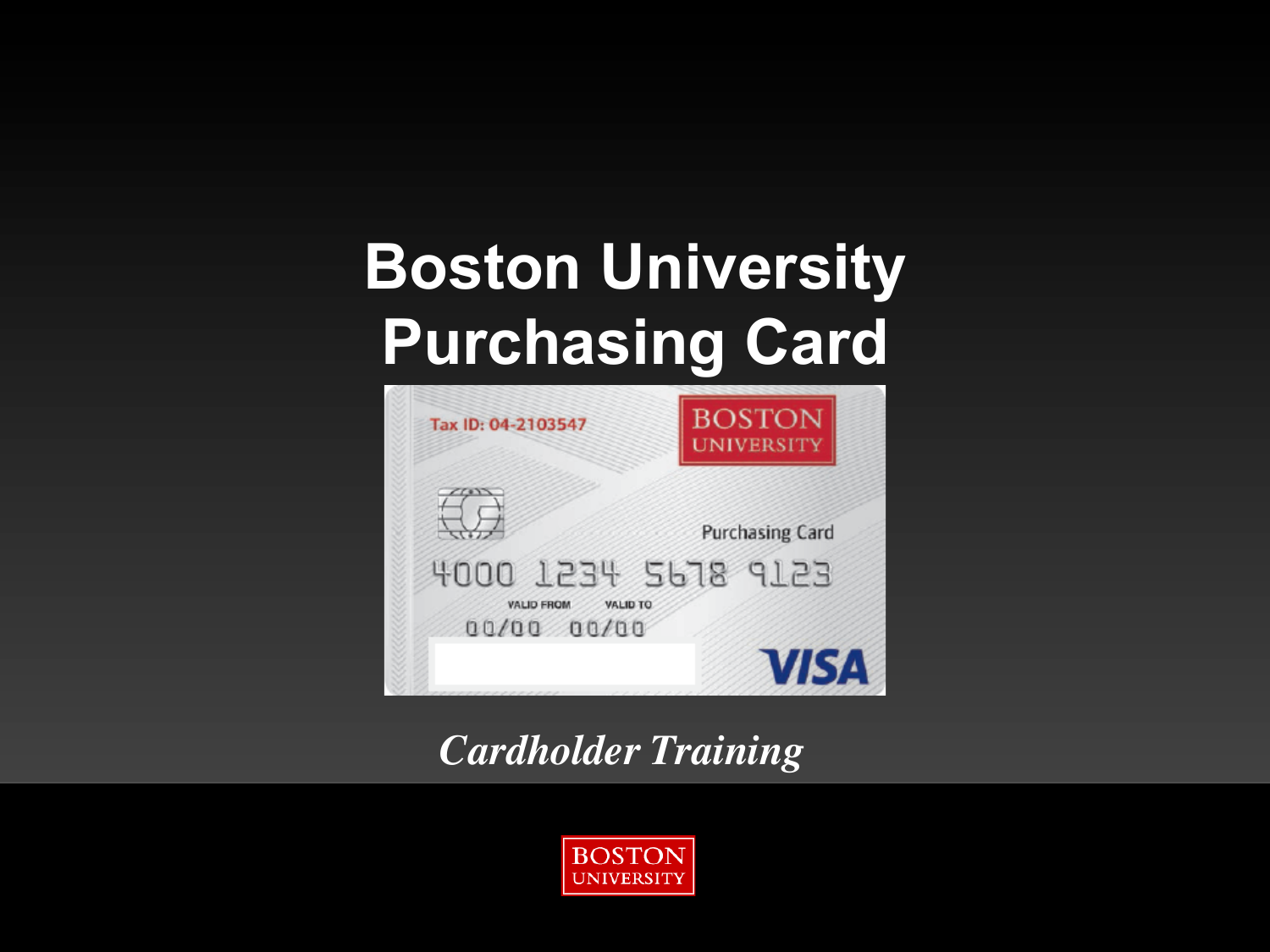# Boston University Purchasing Card

Tax ID: 04-2103547

BOSTON UNIVERSITY

Purchasing Card

4000 1234 5678 9123

VALID FROM 00/00 VALID TO 00/00

VISA

*Cardholder Training*

BOSTON UNIVERSITY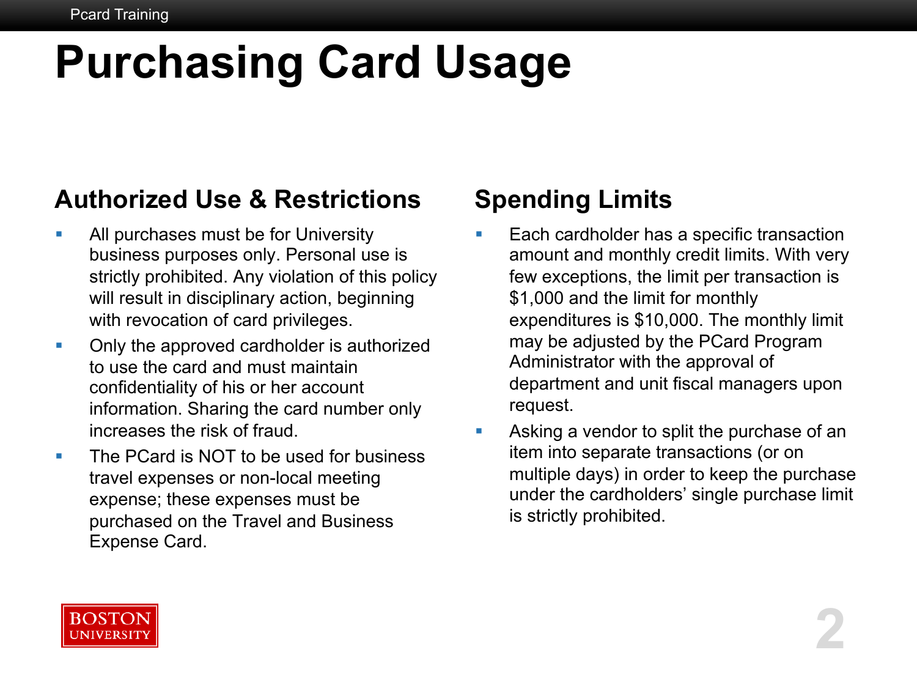# Purchasing Card Usage

## Authorized Use & Restrictions

- All purchases must be for University business purposes only. Personal use is strictly prohibited. Any violation of this policy will result in disciplinary action, beginning with revocation of card privileges.
- Only the approved cardholder is authorized to use the card and must maintain confidentiality of his or her account information. Sharing the card number only increases the risk of fraud.
- The PCard is NOT to be used for business travel expenses or non-local meeting expense; these expenses must be purchased on the Travel and Business Expense Card.

## Spending Limits

- Each cardholder has a specific transaction amount and monthly credit limits. With very few exceptions, the limit per transaction is $1,000 and the limit for monthly expenditures is $10,000. The monthly limit may be adjusted by the PCard Program Administrator with the approval of department and unit fiscal managers upon request.
- Asking a vendor to split the purchase of an item into separate transactions (or on multiple days) in order to keep the purchase under the cardholders' single purchase limit is strictly prohibited.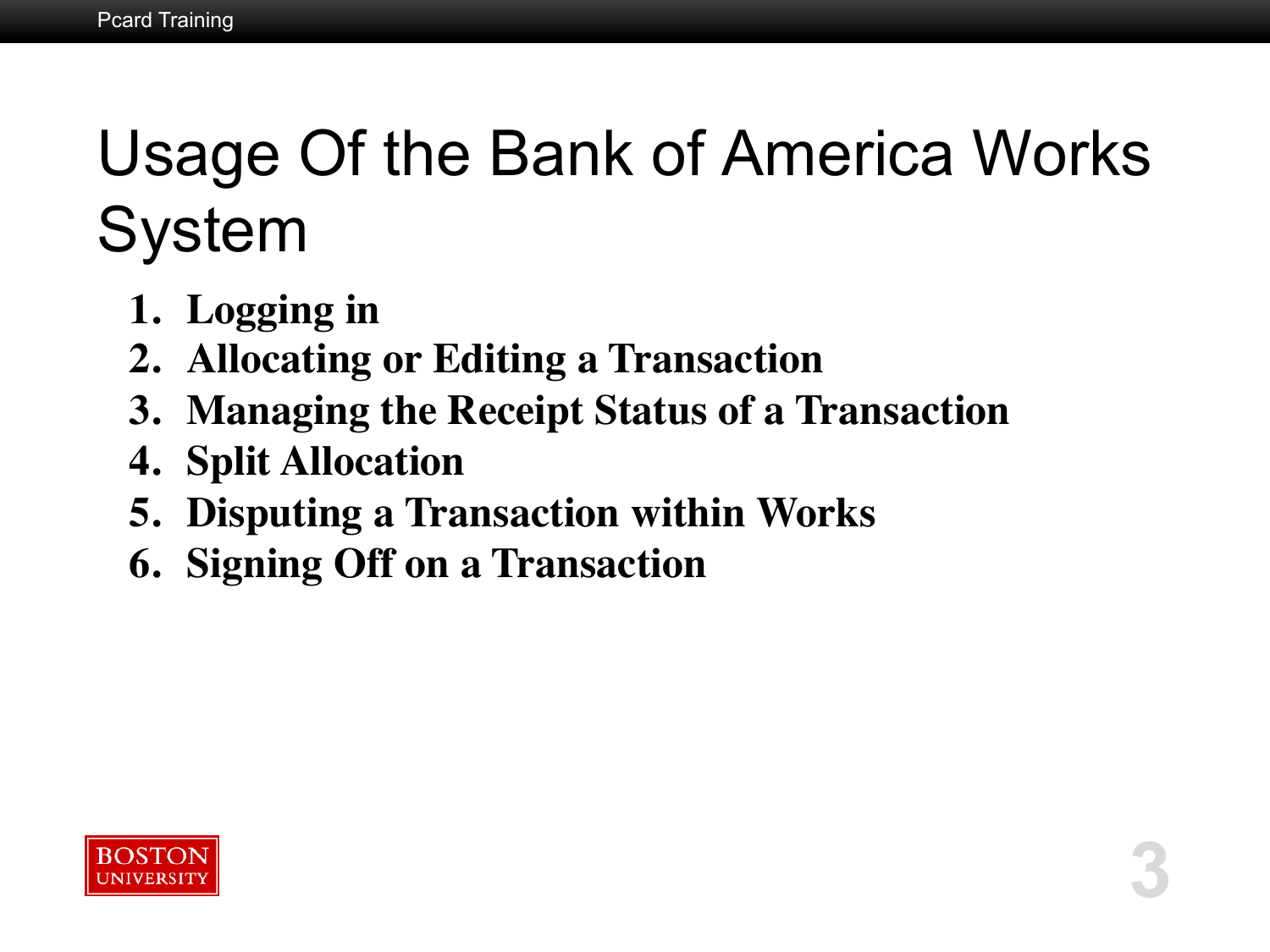# Usage Of the Bank of America Works System

1. **Logging in**
2. **Allocating or Editing a Transaction**
3. **Managing the Receipt Status of a Transaction**
4. **Split Allocation**
5. **Disputing a Transaction within Works**
6. **Signing Off on a Transaction**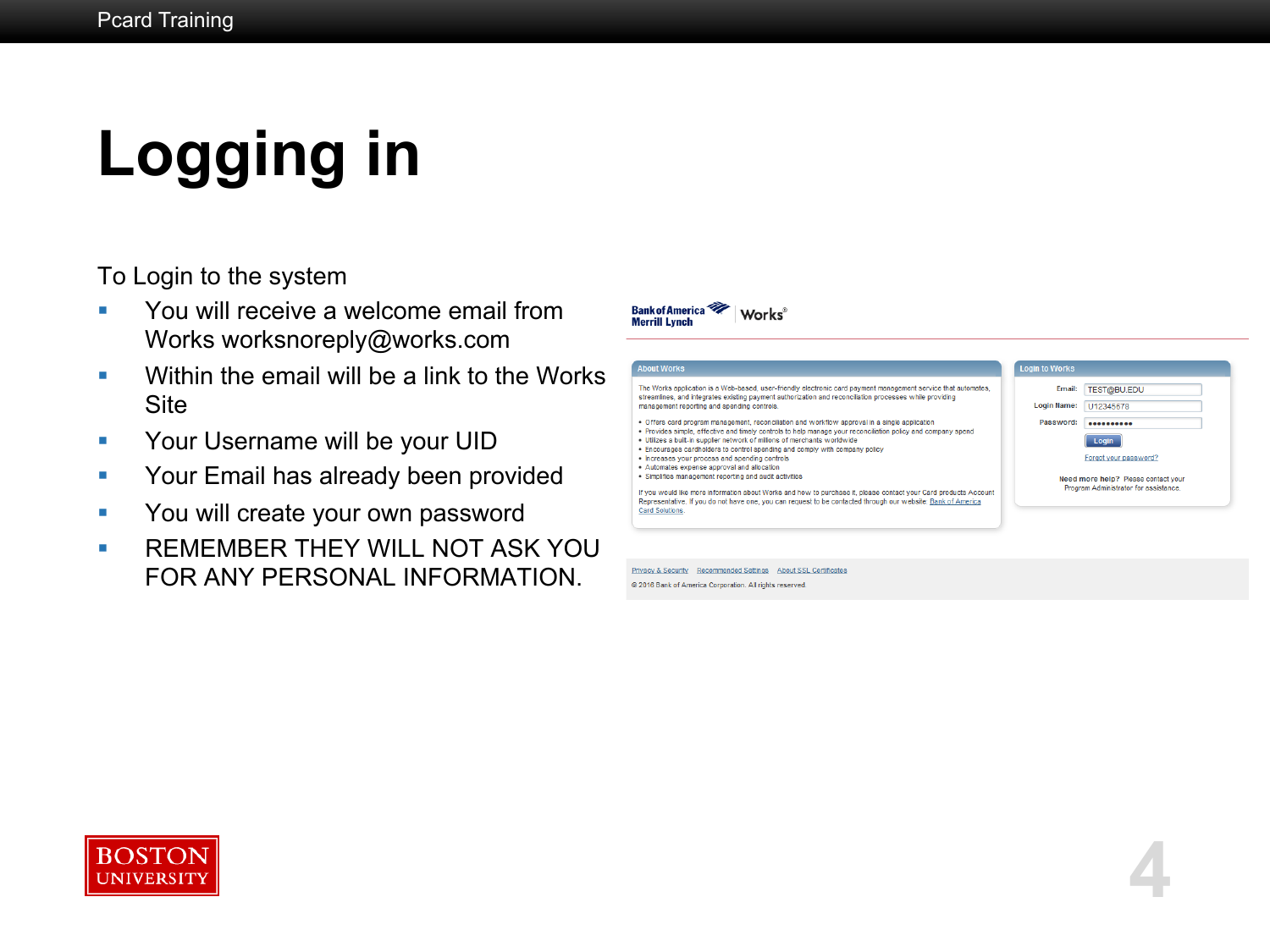# Logging in

To Login to the system

- You will receive a welcome email from Works worksnoreply@works.com
- Within the email will be a link to the Works Site
- Your Username will be your UID
- Your Email has already been provided
- You will create your own password
- REMEMBER THEY WILL NOT ASK YOU FOR ANY PERSONAL INFORMATION.

Bank of America Merrill Lynch | Works®

**About Works**

The Works application is a Web-based, user-friendly electronic card payment management service that automates, streamlines, and integrates existing payment authorization and reconciliation processes while providing management reporting and spending controls.

- Offers card program management, reconciliation and workflow approval in a single application
- Provides simple, effective and timely controls to help manage your reconciliation policy and company spend
- Utilizes a built-in supplier network of millions of merchants worldwide
- Encourages cardholders to control spending and comply with company policy
- Increases your process and spending controls
- Automates expense approval and allocation
- Simplifies management reporting and audit activities

If you would like more information about Works and how to purchase it, please contact your Card products Account Representative. If you do not have one, you can request to be contacted through our website. Bank of America Card Solutions.

**Login to Works**

Email: TEST@BU.EDU
Login Name: U12345678
Password: ••••••••••

Login

Forgot your password?

Need more help? Please contact your Program Administrator for assistance.

Privacy & Security | Recommended Settings | About SSL Certificates

© 2016 Bank of America Corporation. All rights reserved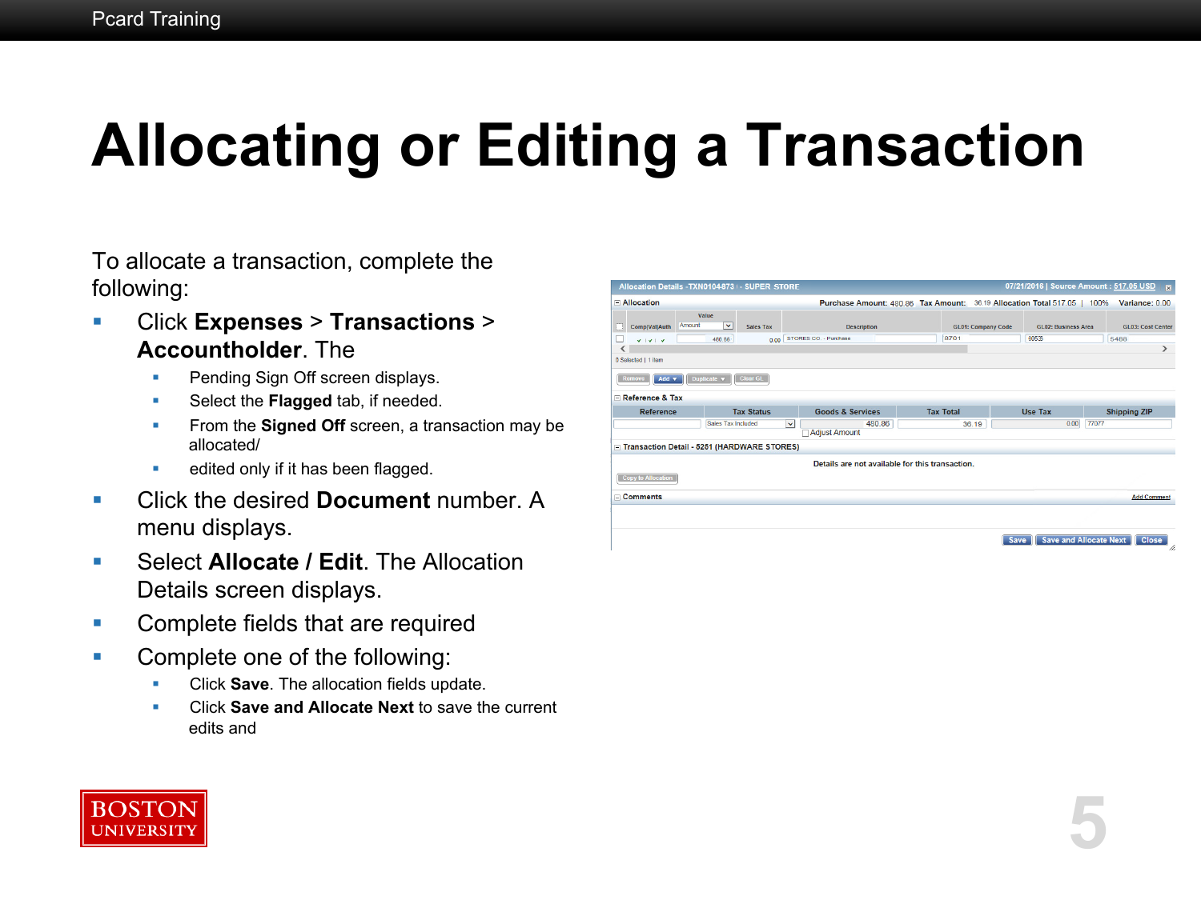# Allocating or Editing a Transaction

To allocate a transaction, complete the following:

- Click **Expenses** > **Transactions** > **Accountholder**. The
  - Pending Sign Off screen displays.
  - Select the **Flagged** tab, if needed.
  - From the **Signed Off** screen, a transaction may be allocated/
  - edited only if it has been flagged.
- Click the desired **Document** number. A menu displays.
- Select **Allocate / Edit**. The Allocation Details screen displays.
- Complete fields that are required
- Complete one of the following:
  - Click **Save**. The allocation fields update.
  - Click **Save and Allocate Next** to save the current edits and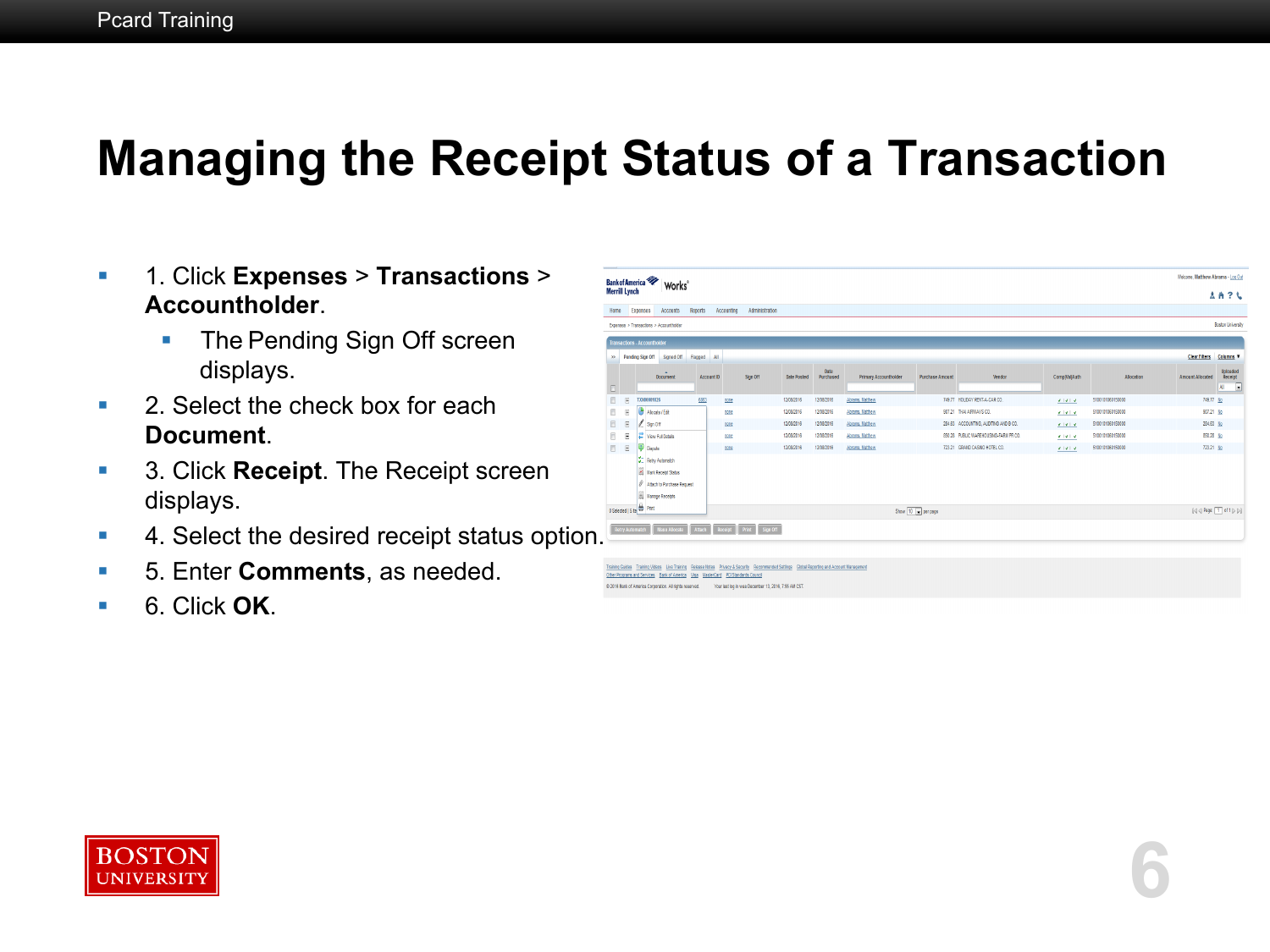# Managing the Receipt Status of a Transaction

- 1. Click **Expenses** > **Transactions** > **Accountholder**.
  - The Pending Sign Off screen displays.
- 2. Select the check box for each **Document**.
- 3. Click **Receipt**. The Receipt screen displays.
- 4. Select the desired receipt status option.
- 5. Enter **Comments**, as needed.
- 6. Click **OK**.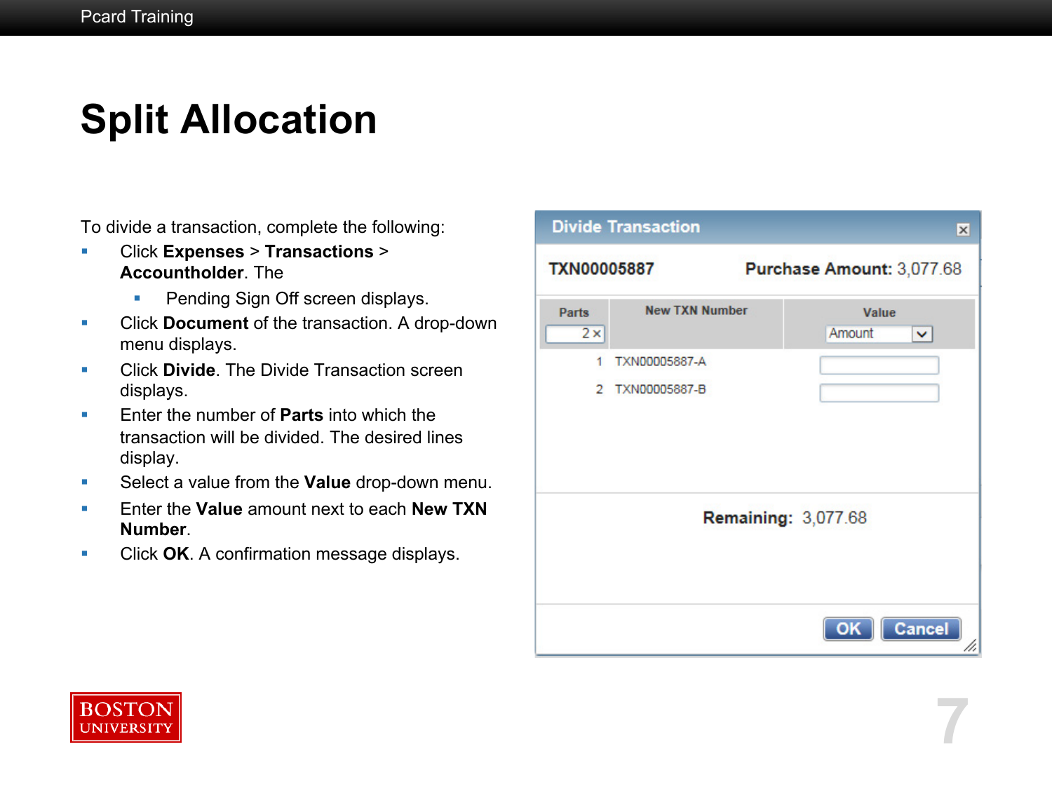# Split Allocation

To divide a transaction, complete the following:

- Click **Expenses** > **Transactions** > **Accountholder**. The
  - Pending Sign Off screen displays.
- Click **Document** of the transaction. A drop-down menu displays.
- Click **Divide**. The Divide Transaction screen displays.
- Enter the number of **Parts** into which the transaction will be divided. The desired lines display.
- Select a value from the **Value** drop-down menu.
- Enter the **Value** amount next to each **New TXN Number**.
- Click **OK**. A confirmation message displays.

**Divide Transaction**

**TXN00005887** **Purchase Amount:** 3,077.68

| Parts | New TXN Number | Value |
|---|---|---|
| 2 | | Amount |
| 1 | TXN00005887-A | |
| 2 | TXN00005887-B | |

**Remaining:** 3,077.68

OK Cancel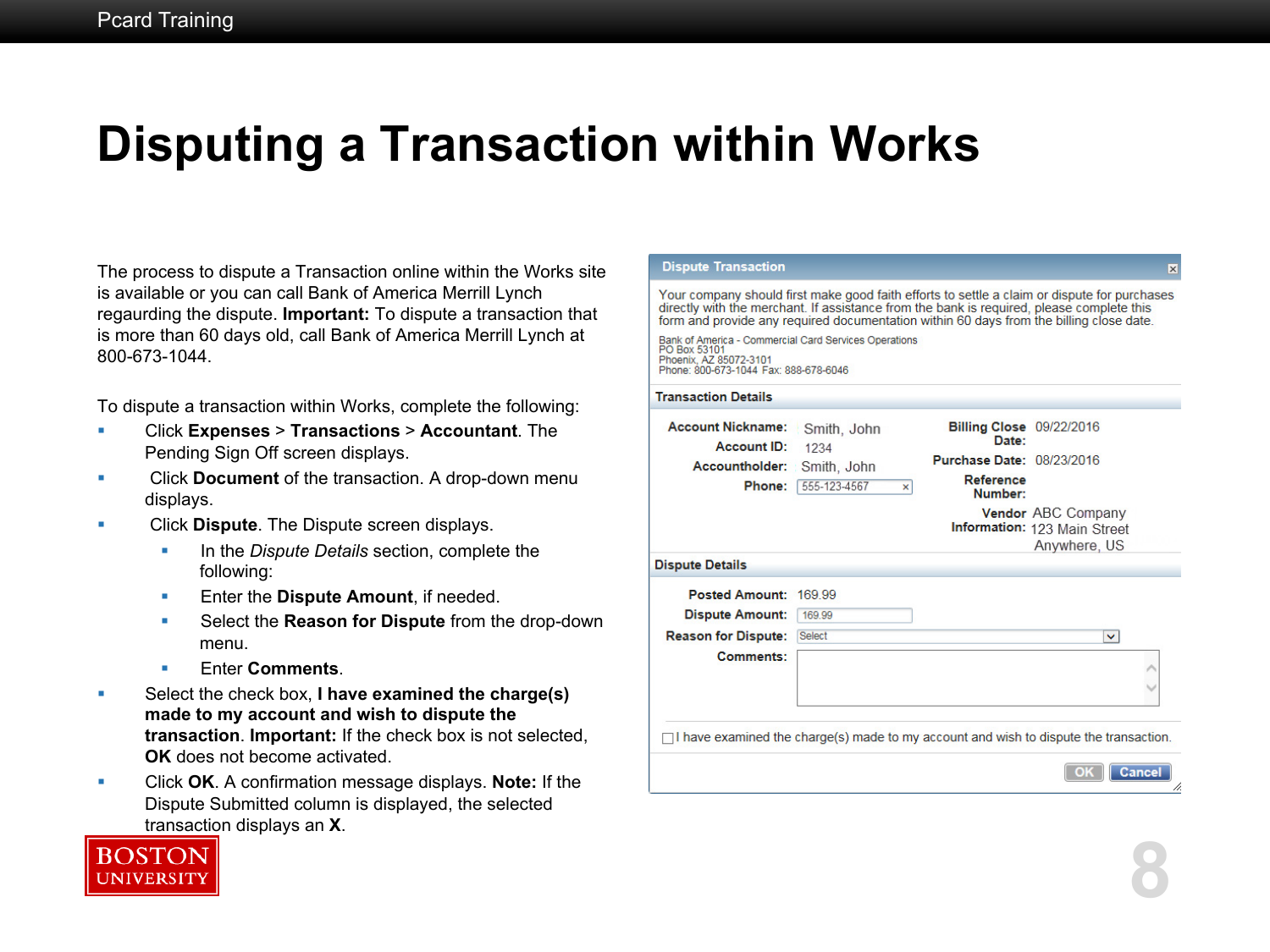# Disputing a Transaction within Works

The process to dispute a Transaction online within the Works site is available or you can call Bank of America Merrill Lynch regaurding the dispute. **Important:** To dispute a transaction that is more than 60 days old, call Bank of America Merrill Lynch at 800-673-1044.

To dispute a transaction within Works, complete the following:

- Click **Expenses** > **Transactions** > **Accountant**. The Pending Sign Off screen displays.
- Click **Document** of the transaction. A drop-down menu displays.
- Click **Dispute**. The Dispute screen displays.
  - In the *Dispute Details* section, complete the following:
  - Enter the **Dispute Amount**, if needed.
  - Select the **Reason for Dispute** from the drop-down menu.
  - Enter **Comments**.
- Select the check box, **I have examined the charge(s) made to my account and wish to dispute the transaction**. **Important:** If the check box is not selected, **OK** does not become activated.
- Click **OK**. A confirmation message displays. **Note:** If the Dispute Submitted column is displayed, the selected transaction displays an **X**.

**Dispute Transaction**

Your company should first make good faith efforts to settle a claim or dispute for purchases directly with the merchant. If assistance from the bank is required, please complete this form and provide any required documentation within 60 days from the billing close date.

Bank of America - Commercial Card Services Operations
PO Box 53101
Phoenix, AZ 85072-3101
Phone: 800-673-1044 Fax: 888-678-6046

**Transaction Details**

| | | | |
|---|---|---|---|
| **Account Nickname:** | Smith, John | **Billing Close Date:** | 09/22/2016 |
| **Account ID:** | 1234 | **Purchase Date:** | 08/23/2016 |
| **Accountholder:** | Smith, John | **Reference Number:** | |
| **Phone:** | 555-123-4567 | **Vendor Information:** | ABC Company, 123 Main Street, Anywhere, US |

**Dispute Details**

| | |
|---|---|
| **Posted Amount:** | 169.99 |
| **Dispute Amount:** | 169.99 |
| **Reason for Dispute:** | Select |
| **Comments:** | |

☐ I have examined the charge(s) made to my account and wish to dispute the transaction.

OK | Cancel

BOSTON UNIVERSITY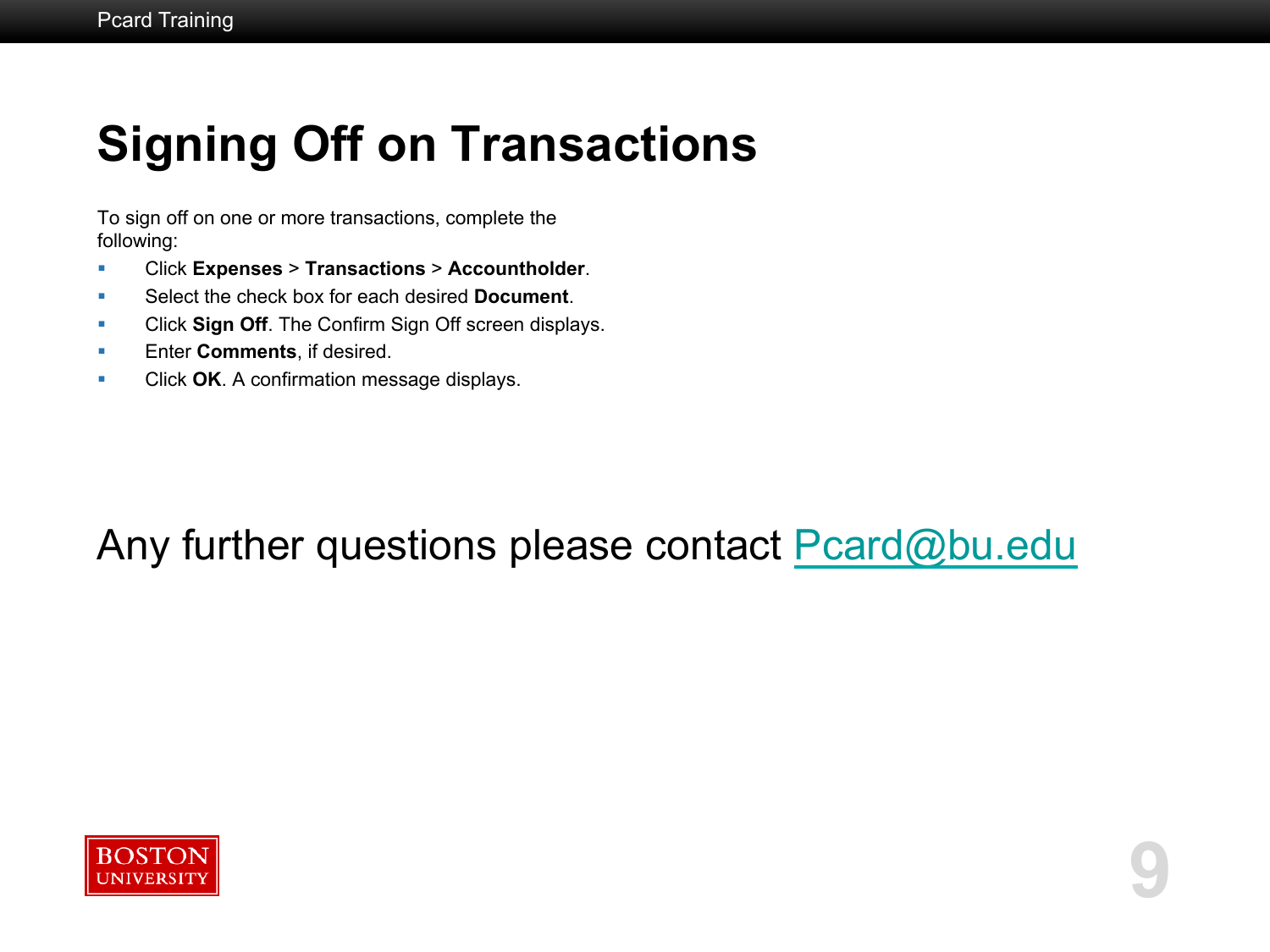# Signing Off on Transactions

To sign off on one or more transactions, complete the following:

- Click **Expenses** > **Transactions** > **Accountholder**.
- Select the check box for each desired **Document**.
- Click **Sign Off**. The Confirm Sign Off screen displays.
- Enter **Comments**, if desired.
- Click **OK**. A confirmation message displays.

Any further questions please contact Pcard@bu.edu

BOSTON UNIVERSITY